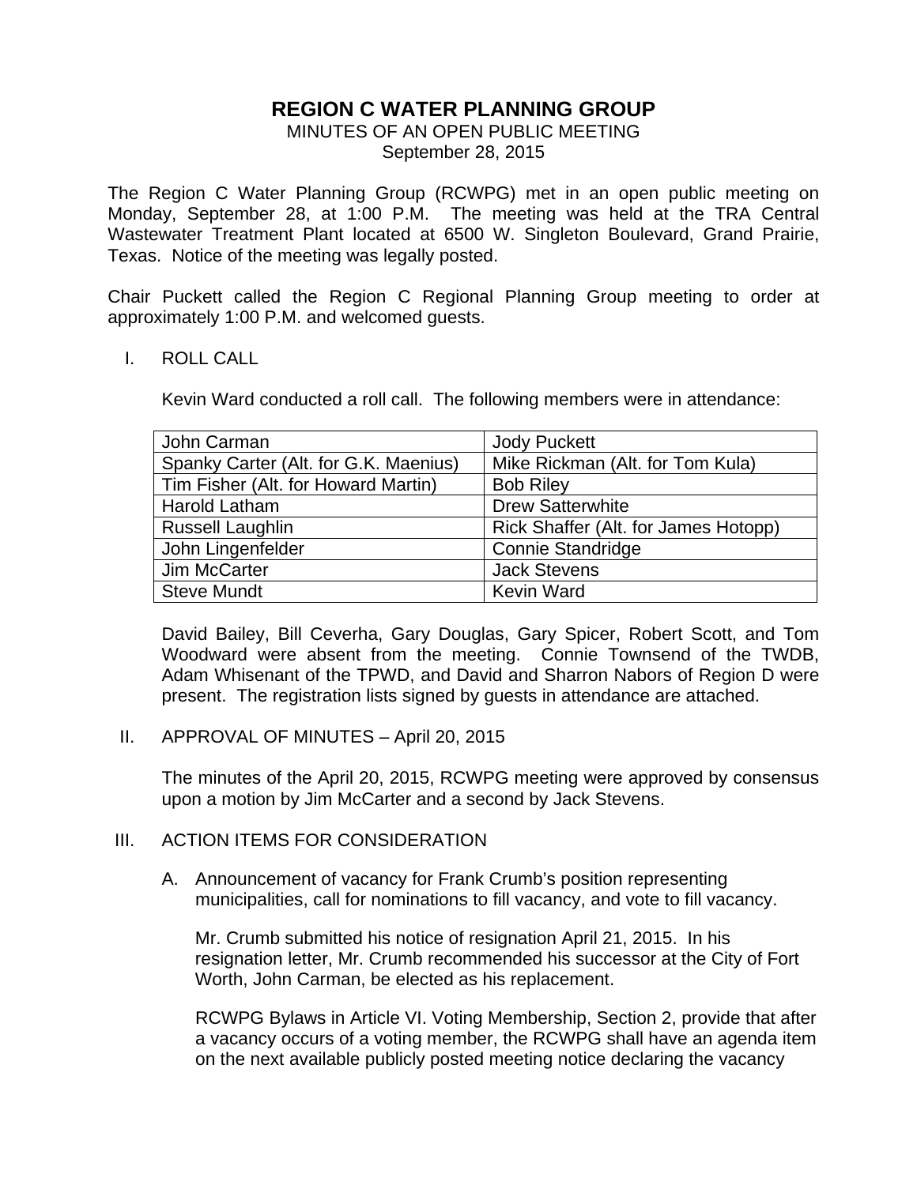# REGION C WATER PLANNING GROUP

MINUTES OF AN OPEN PUBLIC MEETING
September 28, 2015

The Region C Water Planning Group (RCWPG) met in an open public meeting on Monday, September 28, at 1:00 P.M. The meeting was held at the TRA Central Wastewater Treatment Plant located at 6500 W. Singleton Boulevard, Grand Prairie, Texas. Notice of the meeting was legally posted.

Chair Puckett called the Region C Regional Planning Group meeting to order at approximately 1:00 P.M. and welcomed guests.

## I. ROLL CALL

Kevin Ward conducted a roll call. The following members were in attendance:

| | |
|---|---|
| John Carman | Jody Puckett |
| Spanky Carter (Alt. for G.K. Maenius) | Mike Rickman (Alt. for Tom Kula) |
| Tim Fisher (Alt. for Howard Martin) | Bob Riley |
| Harold Latham | Drew Satterwhite |
| Russell Laughlin | Rick Shaffer (Alt. for James Hotopp) |
| John Lingenfelder | Connie Standridge |
| Jim McCarter | Jack Stevens |
| Steve Mundt | Kevin Ward |

David Bailey, Bill Ceverha, Gary Douglas, Gary Spicer, Robert Scott, and Tom Woodward were absent from the meeting. Connie Townsend of the TWDB, Adam Whisenant of the TPWD, and David and Sharron Nabors of Region D were present. The registration lists signed by guests in attendance are attached.

## II. APPROVAL OF MINUTES – April 20, 2015

The minutes of the April 20, 2015, RCWPG meeting were approved by consensus upon a motion by Jim McCarter and a second by Jack Stevens.

## III. ACTION ITEMS FOR CONSIDERATION

A. Announcement of vacancy for Frank Crumb's position representing municipalities, call for nominations to fill vacancy, and vote to fill vacancy.

Mr. Crumb submitted his notice of resignation April 21, 2015. In his resignation letter, Mr. Crumb recommended his successor at the City of Fort Worth, John Carman, be elected as his replacement.

RCWPG Bylaws in Article VI. Voting Membership, Section 2, provide that after a vacancy occurs of a voting member, the RCWPG shall have an agenda item on the next available publicly posted meeting notice declaring the vacancy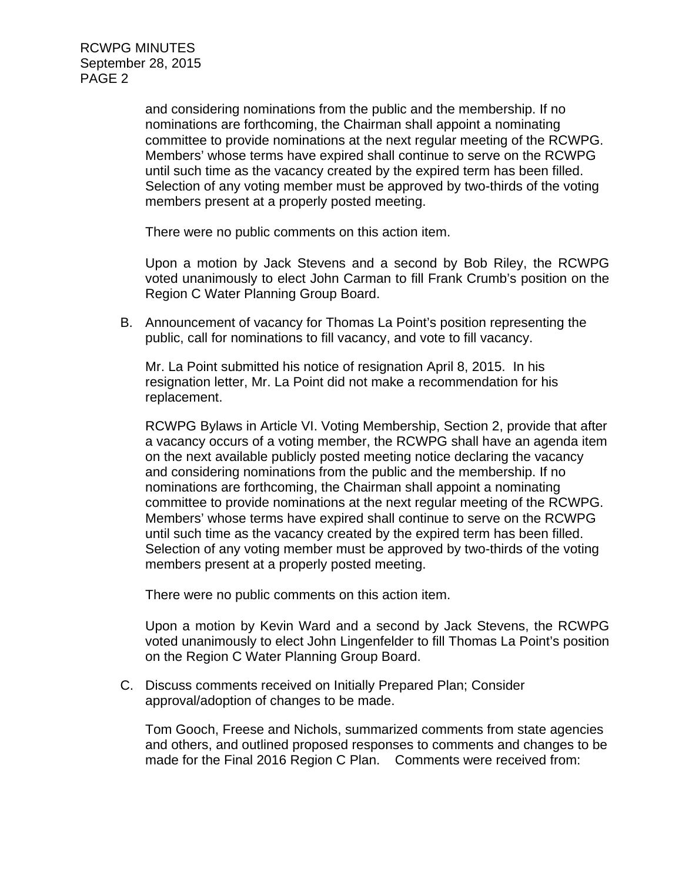and considering nominations from the public and the membership. If no nominations are forthcoming, the Chairman shall appoint a nominating committee to provide nominations at the next regular meeting of the RCWPG. Members' whose terms have expired shall continue to serve on the RCWPG until such time as the vacancy created by the expired term has been filled. Selection of any voting member must be approved by two-thirds of the voting members present at a properly posted meeting.

There were no public comments on this action item.

Upon a motion by Jack Stevens and a second by Bob Riley, the RCWPG voted unanimously to elect John Carman to fill Frank Crumb's position on the Region C Water Planning Group Board.

B. Announcement of vacancy for Thomas La Point's position representing the public, call for nominations to fill vacancy, and vote to fill vacancy.

   Mr. La Point submitted his notice of resignation April 8, 2015. In his resignation letter, Mr. La Point did not make a recommendation for his replacement.

   RCWPG Bylaws in Article VI. Voting Membership, Section 2, provide that after a vacancy occurs of a voting member, the RCWPG shall have an agenda item on the next available publicly posted meeting notice declaring the vacancy and considering nominations from the public and the membership. If no nominations are forthcoming, the Chairman shall appoint a nominating committee to provide nominations at the next regular meeting of the RCWPG. Members' whose terms have expired shall continue to serve on the RCWPG until such time as the vacancy created by the expired term has been filled. Selection of any voting member must be approved by two-thirds of the voting members present at a properly posted meeting.

   There were no public comments on this action item.

   Upon a motion by Kevin Ward and a second by Jack Stevens, the RCWPG voted unanimously to elect John Lingenfelder to fill Thomas La Point's position on the Region C Water Planning Group Board.

C. Discuss comments received on Initially Prepared Plan; Consider approval/adoption of changes to be made.

   Tom Gooch, Freese and Nichols, summarized comments from state agencies and others, and outlined proposed responses to comments and changes to be made for the Final 2016 Region C Plan. Comments were received from: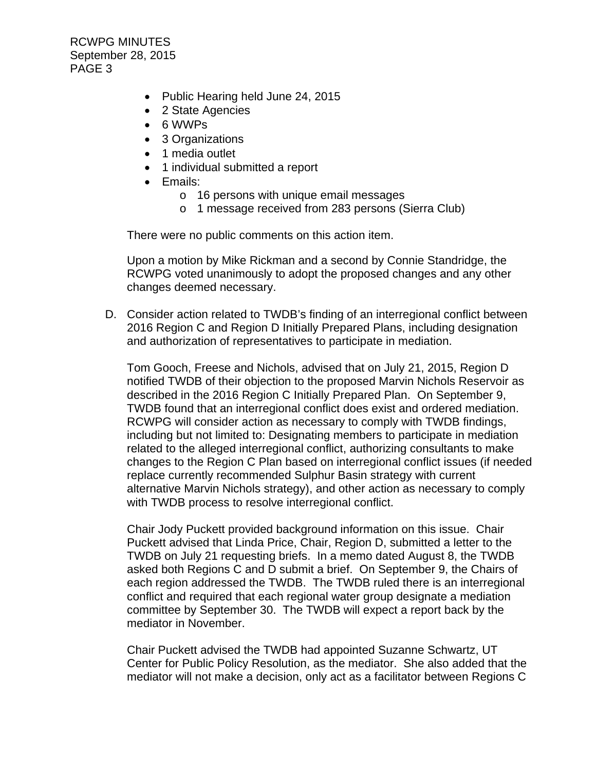- Public Hearing held June 24, 2015
- 2 State Agencies
- 6 WWPs
- 3 Organizations
- 1 media outlet
- 1 individual submitted a report
- Emails:
  - 16 persons with unique email messages
  - 1 message received from 283 persons (Sierra Club)

There were no public comments on this action item.

Upon a motion by Mike Rickman and a second by Connie Standridge, the RCWPG voted unanimously to adopt the proposed changes and any other changes deemed necessary.

D. Consider action related to TWDB's finding of an interregional conflict between 2016 Region C and Region D Initially Prepared Plans, including designation and authorization of representatives to participate in mediation.

   Tom Gooch, Freese and Nichols, advised that on July 21, 2015, Region D notified TWDB of their objection to the proposed Marvin Nichols Reservoir as described in the 2016 Region C Initially Prepared Plan. On September 9, TWDB found that an interregional conflict does exist and ordered mediation. RCWPG will consider action as necessary to comply with TWDB findings, including but not limited to: Designating members to participate in mediation related to the alleged interregional conflict, authorizing consultants to make changes to the Region C Plan based on interregional conflict issues (if needed replace currently recommended Sulphur Basin strategy with current alternative Marvin Nichols strategy), and other action as necessary to comply with TWDB process to resolve interregional conflict.

   Chair Jody Puckett provided background information on this issue. Chair Puckett advised that Linda Price, Chair, Region D, submitted a letter to the TWDB on July 21 requesting briefs. In a memo dated August 8, the TWDB asked both Regions C and D submit a brief. On September 9, the Chairs of each region addressed the TWDB. The TWDB ruled there is an interregional conflict and required that each regional water group designate a mediation committee by September 30. The TWDB will expect a report back by the mediator in November.

   Chair Puckett advised the TWDB had appointed Suzanne Schwartz, UT Center for Public Policy Resolution, as the mediator. She also added that the mediator will not make a decision, only act as a facilitator between Regions C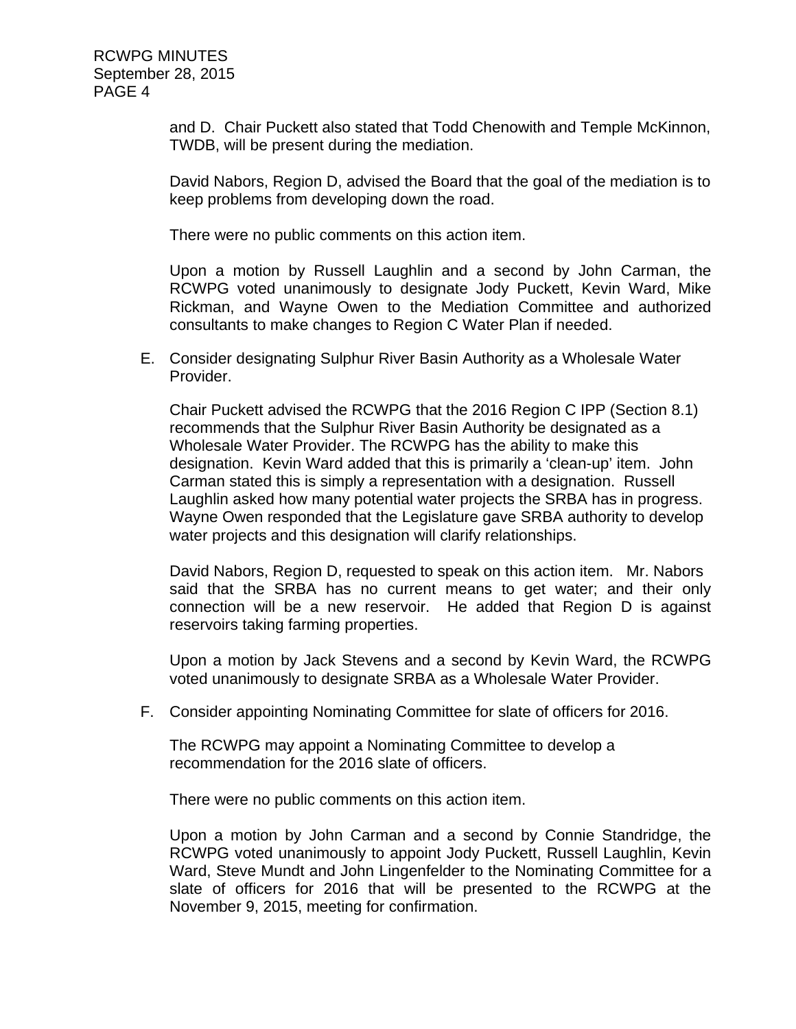and D. Chair Puckett also stated that Todd Chenowith and Temple McKinnon, TWDB, will be present during the mediation.

David Nabors, Region D, advised the Board that the goal of the mediation is to keep problems from developing down the road.

There were no public comments on this action item.

Upon a motion by Russell Laughlin and a second by John Carman, the RCWPG voted unanimously to designate Jody Puckett, Kevin Ward, Mike Rickman, and Wayne Owen to the Mediation Committee and authorized consultants to make changes to Region C Water Plan if needed.

E. Consider designating Sulphur River Basin Authority as a Wholesale Water Provider.

Chair Puckett advised the RCWPG that the 2016 Region C IPP (Section 8.1) recommends that the Sulphur River Basin Authority be designated as a Wholesale Water Provider. The RCWPG has the ability to make this designation. Kevin Ward added that this is primarily a 'clean-up' item. John Carman stated this is simply a representation with a designation. Russell Laughlin asked how many potential water projects the SRBA has in progress. Wayne Owen responded that the Legislature gave SRBA authority to develop water projects and this designation will clarify relationships.

David Nabors, Region D, requested to speak on this action item. Mr. Nabors said that the SRBA has no current means to get water; and their only connection will be a new reservoir. He added that Region D is against reservoirs taking farming properties.

Upon a motion by Jack Stevens and a second by Kevin Ward, the RCWPG voted unanimously to designate SRBA as a Wholesale Water Provider.

F. Consider appointing Nominating Committee for slate of officers for 2016.

The RCWPG may appoint a Nominating Committee to develop a recommendation for the 2016 slate of officers.

There were no public comments on this action item.

Upon a motion by John Carman and a second by Connie Standridge, the RCWPG voted unanimously to appoint Jody Puckett, Russell Laughlin, Kevin Ward, Steve Mundt and John Lingenfelder to the Nominating Committee for a slate of officers for 2016 that will be presented to the RCWPG at the November 9, 2015, meeting for confirmation.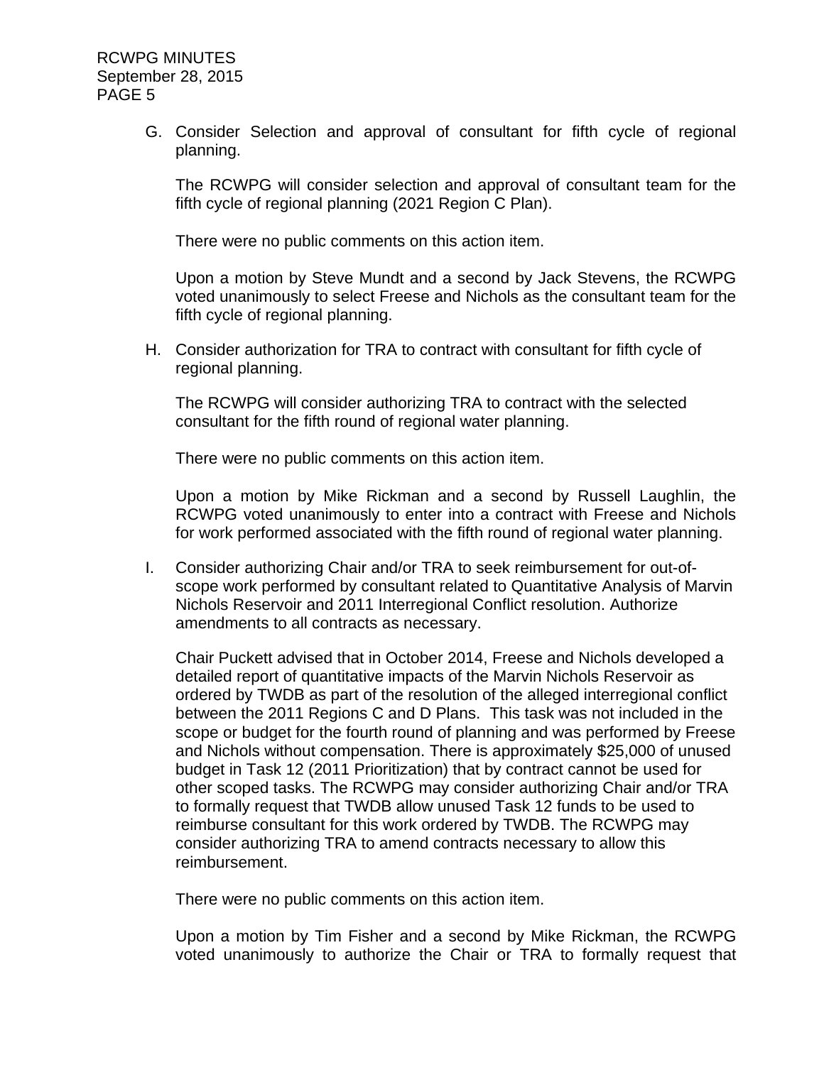G. Consider Selection and approval of consultant for fifth cycle of regional planning.

   The RCWPG will consider selection and approval of consultant team for the fifth cycle of regional planning (2021 Region C Plan).

   There were no public comments on this action item.

   Upon a motion by Steve Mundt and a second by Jack Stevens, the RCWPG voted unanimously to select Freese and Nichols as the consultant team for the fifth cycle of regional planning.

H. Consider authorization for TRA to contract with consultant for fifth cycle of regional planning.

   The RCWPG will consider authorizing TRA to contract with the selected consultant for the fifth round of regional water planning.

   There were no public comments on this action item.

   Upon a motion by Mike Rickman and a second by Russell Laughlin, the RCWPG voted unanimously to enter into a contract with Freese and Nichols for work performed associated with the fifth round of regional water planning.

I. Consider authorizing Chair and/or TRA to seek reimbursement for out-of-scope work performed by consultant related to Quantitative Analysis of Marvin Nichols Reservoir and 2011 Interregional Conflict resolution. Authorize amendments to all contracts as necessary.

   Chair Puckett advised that in October 2014, Freese and Nichols developed a detailed report of quantitative impacts of the Marvin Nichols Reservoir as ordered by TWDB as part of the resolution of the alleged interregional conflict between the 2011 Regions C and D Plans. This task was not included in the scope or budget for the fourth round of planning and was performed by Freese and Nichols without compensation. There is approximately $25,000 of unused budget in Task 12 (2011 Prioritization) that by contract cannot be used for other scoped tasks. The RCWPG may consider authorizing Chair and/or TRA to formally request that TWDB allow unused Task 12 funds to be used to reimburse consultant for this work ordered by TWDB. The RCWPG may consider authorizing TRA to amend contracts necessary to allow this reimbursement.

   There were no public comments on this action item.

   Upon a motion by Tim Fisher and a second by Mike Rickman, the RCWPG voted unanimously to authorize the Chair or TRA to formally request that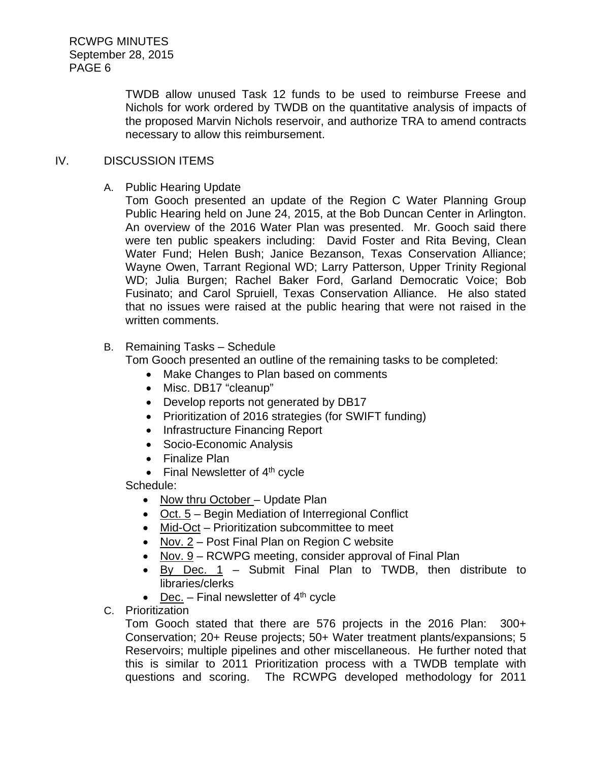TWDB allow unused Task 12 funds to be used to reimburse Freese and Nichols for work ordered by TWDB on the quantitative analysis of impacts of the proposed Marvin Nichols reservoir, and authorize TRA to amend contracts necessary to allow this reimbursement.

## IV. DISCUSSION ITEMS

### A. Public Hearing Update

Tom Gooch presented an update of the Region C Water Planning Group Public Hearing held on June 24, 2015, at the Bob Duncan Center in Arlington. An overview of the 2016 Water Plan was presented. Mr. Gooch said there were ten public speakers including: David Foster and Rita Beving, Clean Water Fund; Helen Bush; Janice Bezanson, Texas Conservation Alliance; Wayne Owen, Tarrant Regional WD; Larry Patterson, Upper Trinity Regional WD; Julia Burgen; Rachel Baker Ford, Garland Democratic Voice; Bob Fusinato; and Carol Spruiell, Texas Conservation Alliance. He also stated that no issues were raised at the public hearing that were not raised in the written comments.

### B. Remaining Tasks – Schedule

Tom Gooch presented an outline of the remaining tasks to be completed:

- Make Changes to Plan based on comments
- Misc. DB17 "cleanup"
- Develop reports not generated by DB17
- Prioritization of 2016 strategies (for SWIFT funding)
- Infrastructure Financing Report
- Socio-Economic Analysis
- Finalize Plan
- Final Newsletter of 4th cycle

Schedule:

- Now thru October – Update Plan
- Oct. 5 – Begin Mediation of Interregional Conflict
- Mid-Oct – Prioritization subcommittee to meet
- Nov. 2 – Post Final Plan on Region C website
- Nov. 9 – RCWPG meeting, consider approval of Final Plan
- By Dec. 1 – Submit Final Plan to TWDB, then distribute to libraries/clerks
- Dec. – Final newsletter of 4th cycle

### C. Prioritization

Tom Gooch stated that there are 576 projects in the 2016 Plan: 300+ Conservation; 20+ Reuse projects; 50+ Water treatment plants/expansions; 5 Reservoirs; multiple pipelines and other miscellaneous. He further noted that this is similar to 2011 Prioritization process with a TWDB template with questions and scoring. The RCWPG developed methodology for 2011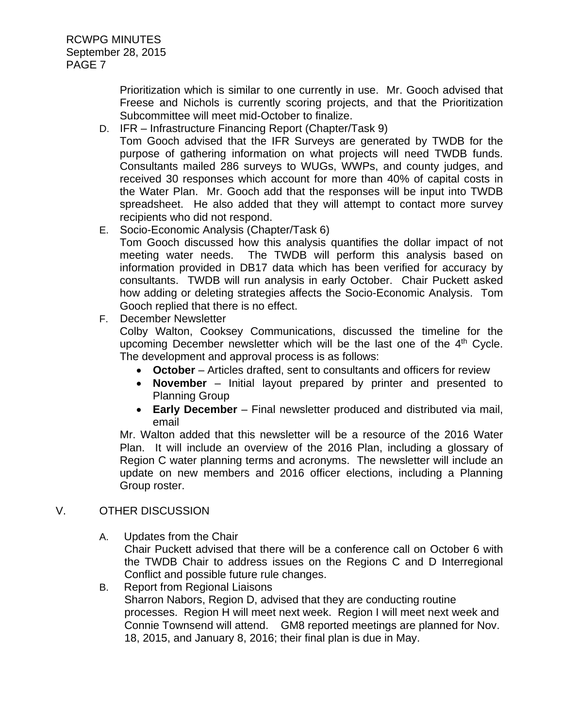Prioritization which is similar to one currently in use. Mr. Gooch advised that Freese and Nichols is currently scoring projects, and that the Prioritization Subcommittee will meet mid-October to finalize.

D. IFR – Infrastructure Financing Report (Chapter/Task 9)
Tom Gooch advised that the IFR Surveys are generated by TWDB for the purpose of gathering information on what projects will need TWDB funds. Consultants mailed 286 surveys to WUGs, WWPs, and county judges, and received 30 responses which account for more than 40% of capital costs in the Water Plan. Mr. Gooch add that the responses will be input into TWDB spreadsheet. He also added that they will attempt to contact more survey recipients who did not respond.

E. Socio-Economic Analysis (Chapter/Task 6)
Tom Gooch discussed how this analysis quantifies the dollar impact of not meeting water needs. The TWDB will perform this analysis based on information provided in DB17 data which has been verified for accuracy by consultants. TWDB will run analysis in early October. Chair Puckett asked how adding or deleting strategies affects the Socio-Economic Analysis. Tom Gooch replied that there is no effect.

F. December Newsletter
Colby Walton, Cooksey Communications, discussed the timeline for the upcoming December newsletter which will be the last one of the 4th Cycle. The development and approval process is as follows:
- **October** – Articles drafted, sent to consultants and officers for review
- **November** – Initial layout prepared by printer and presented to Planning Group
- **Early December** – Final newsletter produced and distributed via mail, email

Mr. Walton added that this newsletter will be a resource of the 2016 Water Plan. It will include an overview of the 2016 Plan, including a glossary of Region C water planning terms and acronyms. The newsletter will include an update on new members and 2016 officer elections, including a Planning Group roster.

## V. OTHER DISCUSSION

A. Updates from the Chair
Chair Puckett advised that there will be a conference call on October 6 with the TWDB Chair to address issues on the Regions C and D Interregional Conflict and possible future rule changes.

B. Report from Regional Liaisons
Sharron Nabors, Region D, advised that they are conducting routine processes. Region H will meet next week. Region I will meet next week and Connie Townsend will attend. GM8 reported meetings are planned for Nov. 18, 2015, and January 8, 2016; their final plan is due in May.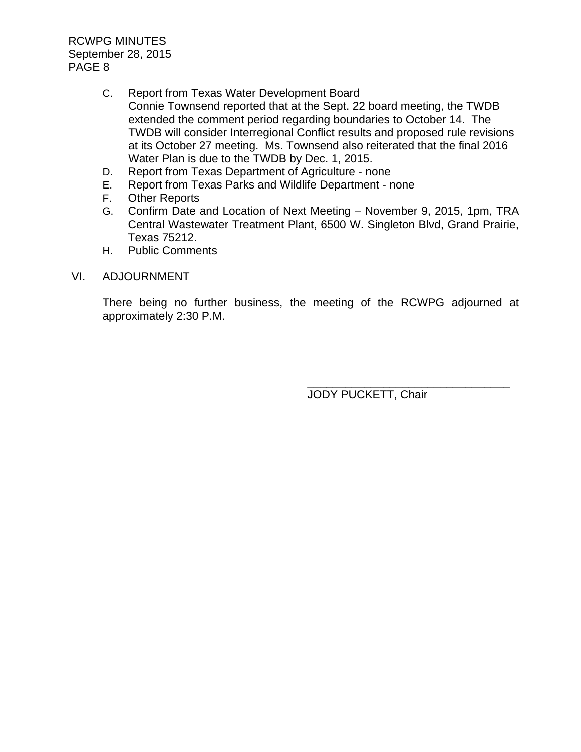C. Report from Texas Water Development Board
   Connie Townsend reported that at the Sept. 22 board meeting, the TWDB extended the comment period regarding boundaries to October 14. The TWDB will consider Interregional Conflict results and proposed rule revisions at its October 27 meeting. Ms. Townsend also reiterated that the final 2016 Water Plan is due to the TWDB by Dec. 1, 2015.

D. Report from Texas Department of Agriculture - none

E. Report from Texas Parks and Wildlife Department - none

F. Other Reports

G. Confirm Date and Location of Next Meeting – November 9, 2015, 1pm, TRA Central Wastewater Treatment Plant, 6500 W. Singleton Blvd, Grand Prairie, Texas 75212.

H. Public Comments

## VI. ADJOURNMENT

There being no further business, the meeting of the RCWPG adjourned at approximately 2:30 P.M.

\_\_\_\_\_\_\_\_\_\_\_\_\_\_\_\_\_\_\_\_\_\_\_\_\_\_\_\_\_\_\_\_

JODY PUCKETT, Chair